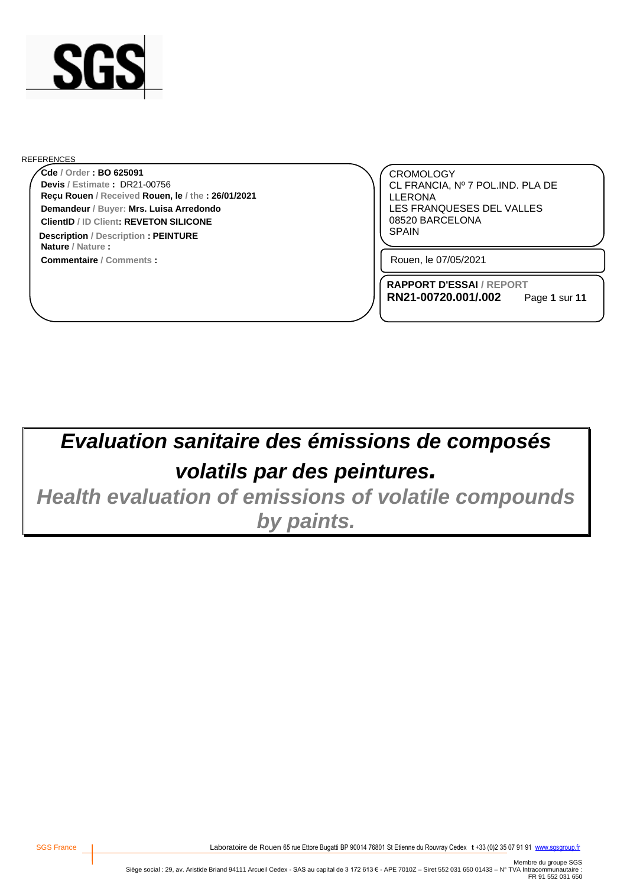REFERENCES

**Cde** / Order **: BO 625091**
**Devis** / Estimate **:** DR21-00756
**Reçu Rouen** / Received **Rouen, le** / the **: 26/01/2021**
**Demandeur** / Buyer: **Mrs. Luisa Arredondo**
**ClientID** / ID Client**: REVETON SILICONE**
**Description** / Description **: PEINTURE**
**Nature** / Nature **:**
**Commentaire** / Comments **:**

CROMOLOGY
CL FRANCIA, Nº 7 POL.IND. PLA DE LLERONA
LES FRANQUESES DEL VALLES
08520 BARCELONA
SPAIN

Rouen, le 07/05/2021

**RAPPORT D'ESSAI** / REPORT
**RN21-00720.001/.002**

# *Evaluation sanitaire des émissions de composés volatils par des peintures.*

## *Health evaluation of emissions of volatile compounds by paints.*

SGS France — Laboratoire de Rouen 65 rue Ettore Bugatti BP 90014 76801 St Etienne du Rouvray Cedex t +33 (0)2 35 07 91 91 www.sgsgroup.fr

Membre du groupe SGS
Siège social : 29, av. Aristide Briand 94111 Arcueil Cedex - SAS au capital de 3 172 613 € - APE 7010Z – Siret 552 031 650 01433 – N° TVA Intracommunautaire : FR 91 552 031 650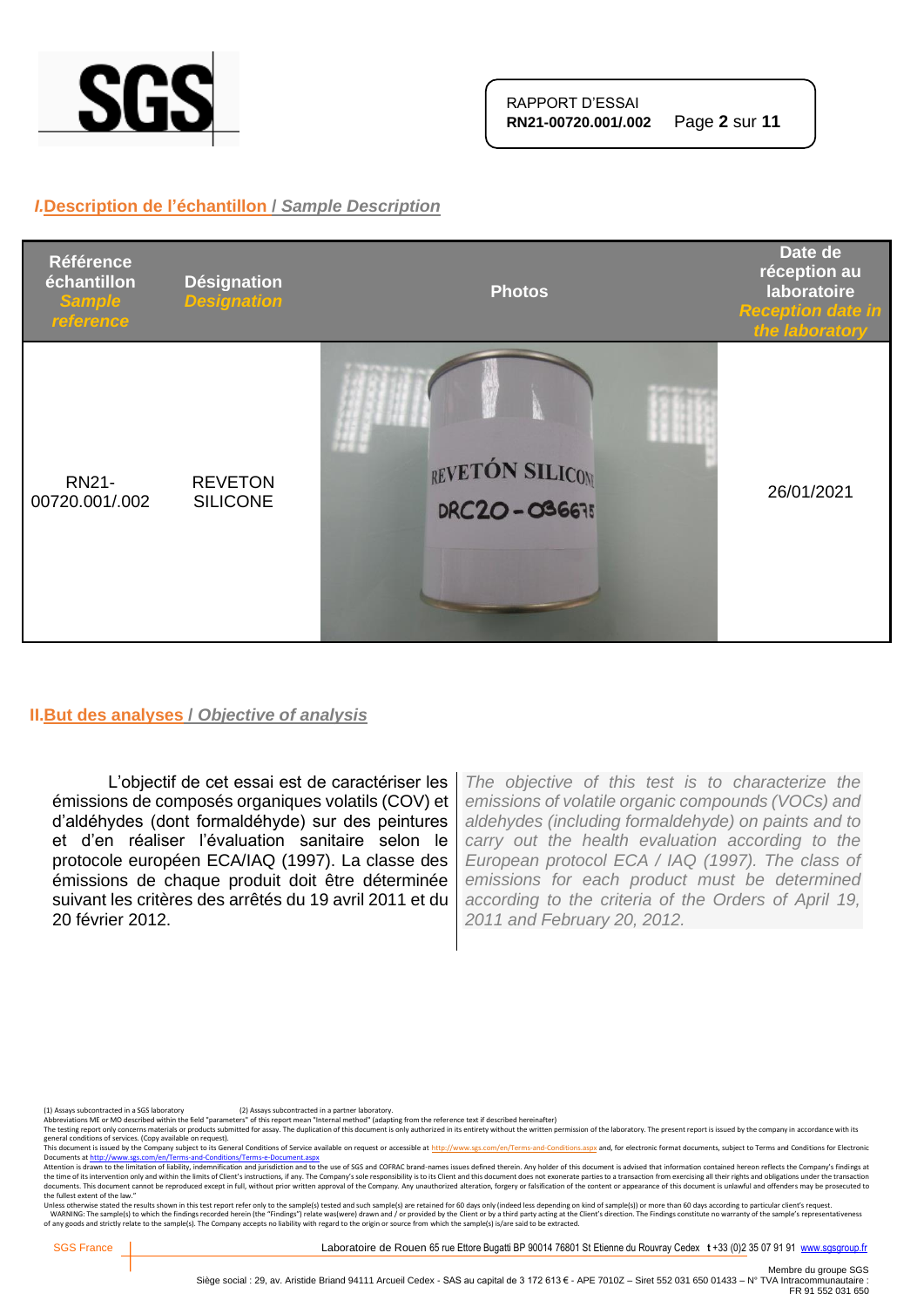## I. Description de l'échantillon / *Sample Description*

| Référence échantillon *Sample reference* | Désignation *Designation* | Photos | Date de réception au laboratoire *Reception date in the laboratory* |
|---|---|---|---|
| RN21-00720.001/.002 | REVETON SILICONE | | 26/01/2021 |

## II. But des analyses / *Objective of analysis*

L'objectif de cet essai est de caractériser les émissions de composés organiques volatils (COV) et d'aldéhydes (dont formaldéhyde) sur des peintures et d'en réaliser l'évaluation sanitaire selon le protocole européen ECA/IAQ (1997). La classe des émissions de chaque produit doit être déterminée suivant les critères des arrêtés du 19 avril 2011 et du 20 février 2012.

*The objective of this test is to characterize the emissions of volatile organic compounds (VOCs) and aldehydes (including formaldehyde) on paints and to carry out the health evaluation according to the European protocol ECA / IAQ (1997). The class of emissions for each product must be determined according to the criteria of the Orders of April 19, 2011 and February 20, 2012.*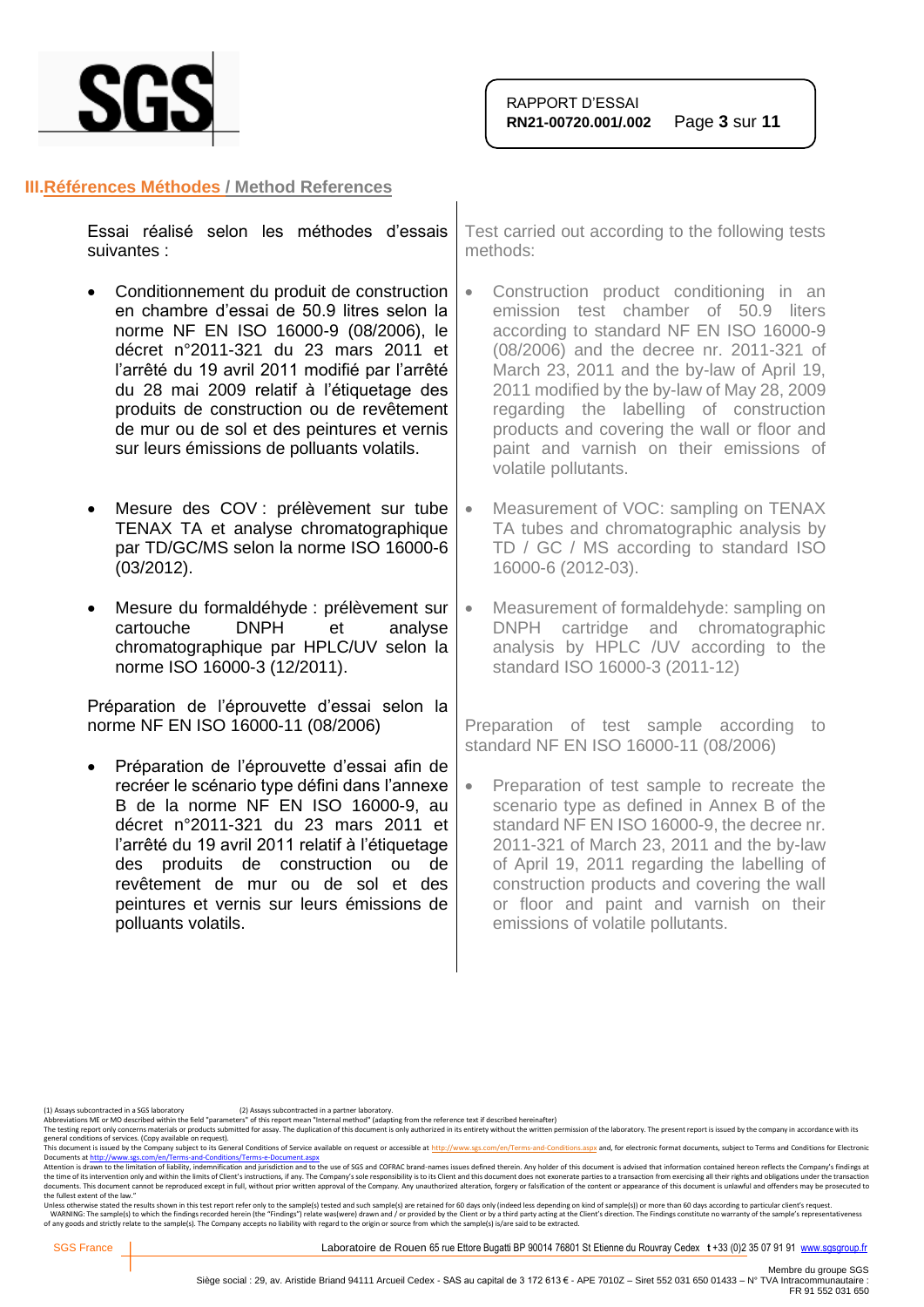## III. Références Méthodes / Method References

Essai réalisé selon les méthodes d'essais suivantes :

- Conditionnement du produit de construction en chambre d'essai de 50.9 litres selon la norme NF EN ISO 16000-9 (08/2006), le décret n°2011-321 du 23 mars 2011 et l'arrêté du 19 avril 2011 modifié par l'arrêté du 28 mai 2009 relatif à l'étiquetage des produits de construction ou de revêtement de mur ou de sol et des peintures et vernis sur leurs émissions de polluants volatils.

- Mesure des COV : prélèvement sur tube TENAX TA et analyse chromatographique par TD/GC/MS selon la norme ISO 16000-6 (03/2012).

- Mesure du formaldéhyde : prélèvement sur cartouche DNPH et analyse chromatographique par HPLC/UV selon la norme ISO 16000-3 (12/2011).

Préparation de l'éprouvette d'essai selon la norme NF EN ISO 16000-11 (08/2006)

- Préparation de l'éprouvette d'essai afin de recréer le scénario type défini dans l'annexe B de la norme NF EN ISO 16000-9, au décret n°2011-321 du 23 mars 2011 et l'arrêté du 19 avril 2011 relatif à l'étiquetage des produits de construction ou de revêtement de mur ou de sol et des peintures et vernis sur leurs émissions de polluants volatils.

Test carried out according to the following tests methods:

- Construction product conditioning in an emission test chamber of 50.9 liters according to standard NF EN ISO 16000-9 (08/2006) and the decree nr. 2011-321 of March 23, 2011 and the by-law of April 19, 2011 modified by the by-law of May 28, 2009 regarding the labelling of construction products and covering the wall or floor and paint and varnish on their emissions of volatile pollutants.

- Measurement of VOC: sampling on TENAX TA tubes and chromatographic analysis by TD / GC / MS according to standard ISO 16000-6 (2012-03).

- Measurement of formaldehyde: sampling on DNPH cartridge and chromatographic analysis by HPLC /UV according to the standard ISO 16000-3 (2011-12)

Preparation of test sample according to standard NF EN ISO 16000-11 (08/2006)

- Preparation of test sample to recreate the scenario type as defined in Annex B of the standard NF EN ISO 16000-9, the decree nr. 2011-321 of March 23, 2011 and the by-law of April 19, 2011 regarding the labelling of construction products and covering the wall or floor and paint and varnish on their emissions of volatile pollutants.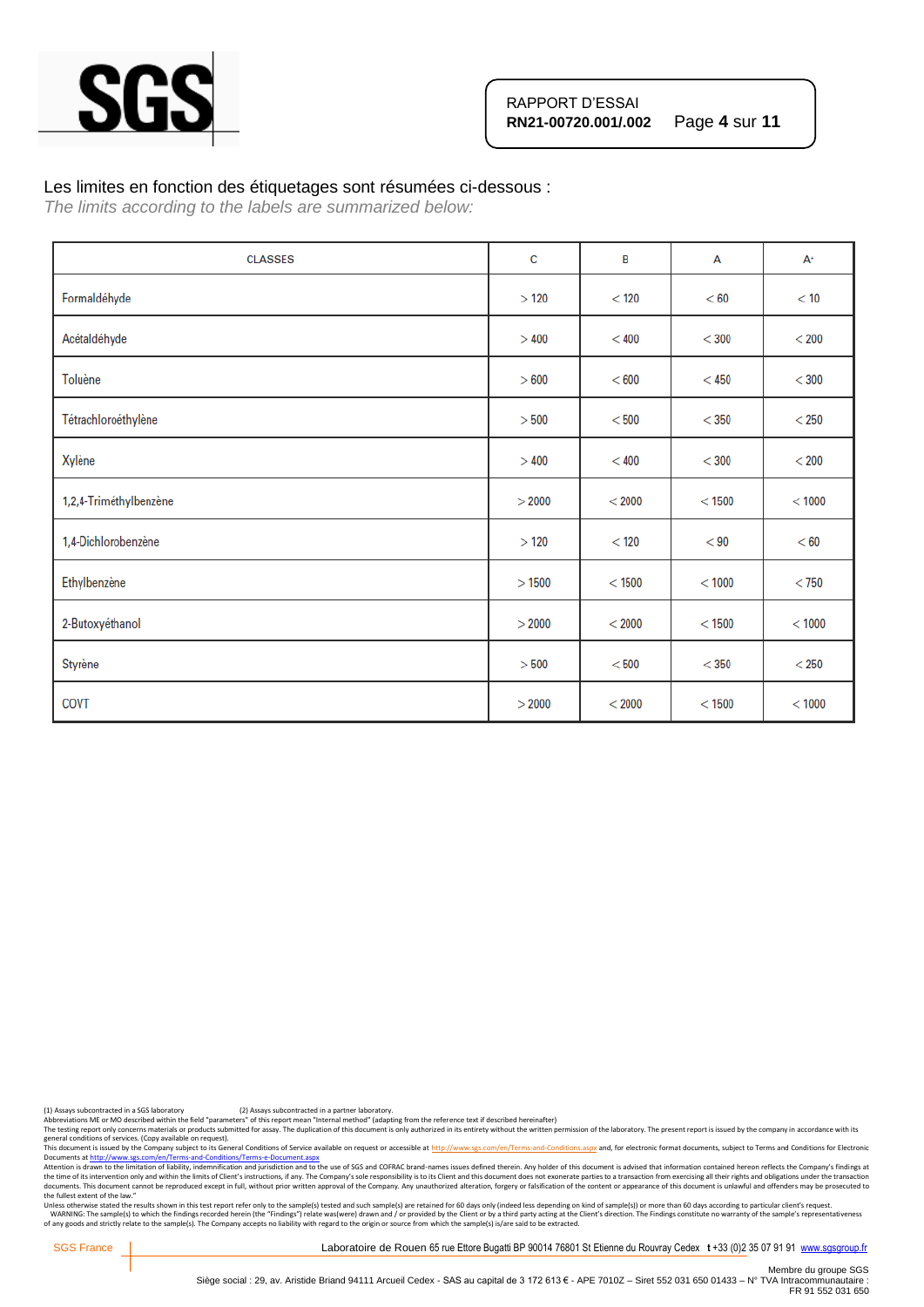Les limites en fonction des étiquetages sont résumées ci-dessous :

*The limits according to the labels are summarized below:*

| CLASSES | C | B | A | A+ |
|---|---|---|---|---|
| Formaldéhyde | > 120 | < 120 | < 60 | < 10 |
| Acétaldéhyde | > 400 | < 400 | < 300 | < 200 |
| Toluène | > 600 | < 600 | < 450 | < 300 |
| Tétrachloroéthylène | > 500 | < 500 | < 350 | < 250 |
| Xylène | > 400 | < 400 | < 300 | < 200 |
| 1,2,4-Triméthylbenzène | > 2000 | < 2000 | < 1500 | < 1000 |
| 1,4-Dichlorobenzène | > 120 | < 120 | < 90 | < 60 |
| Ethylbenzène | > 1500 | < 1500 | < 1000 | < 750 |
| 2-Butoxyéthanol | > 2000 | < 2000 | < 1500 | < 1000 |
| Styrène | > 500 | < 500 | < 350 | < 250 |
| COVT | > 2000 | < 2000 | < 1500 | < 1000 |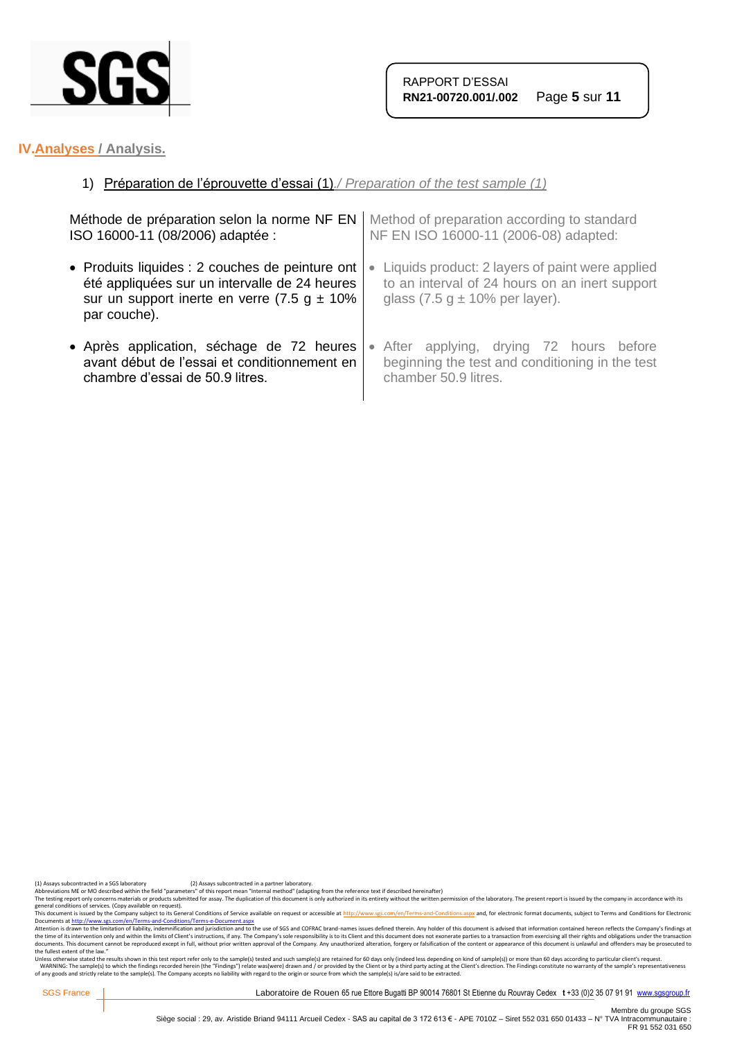## IV. Analyses / Analysis.

### 1) Préparation de l'éprouvette d'essai (1) / *Preparation of the test sample (1)*

| | |
|---|---|
| Méthode de préparation selon la norme NF EN ISO 16000-11 (08/2006) adaptée : | Method of preparation according to standard NF EN ISO 16000-11 (2006-08) adapted: |
| • Produits liquides : 2 couches de peinture ont été appliquées sur un intervalle de 24 heures sur un support inerte en verre (7.5 g ± 10% par couche). | • Liquids product: 2 layers of paint were applied to an interval of 24 hours on an inert support glass (7.5 g ± 10% per layer). |
| • Après application, séchage de 72 heures avant début de l'essai et conditionnement en chambre d'essai de 50.9 litres. | • After applying, drying 72 hours before beginning the test and conditioning in the test chamber 50.9 litres. |

(1) Assays subcontracted in a SGS laboratory (2) Assays subcontracted in a partner laboratory.
Abbreviations ME or MO described within the field "parameters" of this report mean "Internal method" (adapting from the reference text if described hereinafter)
The testing report only concerns materials or products submitted for assay. The duplication of this document is only authorized in its entirety without the written permission of the laboratory. The present report is issued by the company in accordance with its general conditions of services. (Copy available on request).
This document is issued by the Company subject to its General Conditions of Service available on request or accessible at http://www.sgs.com/en/Terms-and-Conditions.aspx and, for electronic format documents, subject to Terms and Conditions for Electronic Documents at http://www.sgs.com/en/Terms-and-Conditions/Terms-e-Document.aspx
Attention is drawn to the limitation of liability, indemnification and jurisdiction and to the use of SGS and COFRAC brand-names issues defined therein. Any holder of this document is advised that information contained hereon reflects the Company's findings at the time of its intervention only and within the limits of Client's instructions, if any. The Company's sole responsibility is to its Client and this document does not exonerate parties to a transaction from exercising all their rights and obligations under the transaction documents. This document cannot be reproduced except in full, without prior written approval of the Company. Any unauthorized alteration, forgery or falsification of the content or appearance of this document is unlawful and offenders may be prosecuted to the fullest extent of the law."
Unless otherwise stated the results shown in this test report refer only to the sample(s) tested and such sample(s) are retained for 60 days only (indeed less depending on kind of sample(s)) or more than 60 days according to particular client's request.
WARNING: The sample(s) to which the findings recorded herein (the "Findings") relate was(were) drawn and / or provided by the Client or by a third party acting at the Client's direction. The Findings constitute no warranty of the sample's representativeness of any goods and strictly relate to the sample(s). The Company accepts no liability with regard to the origin or source from which the sample(s) is/are said to be extracted.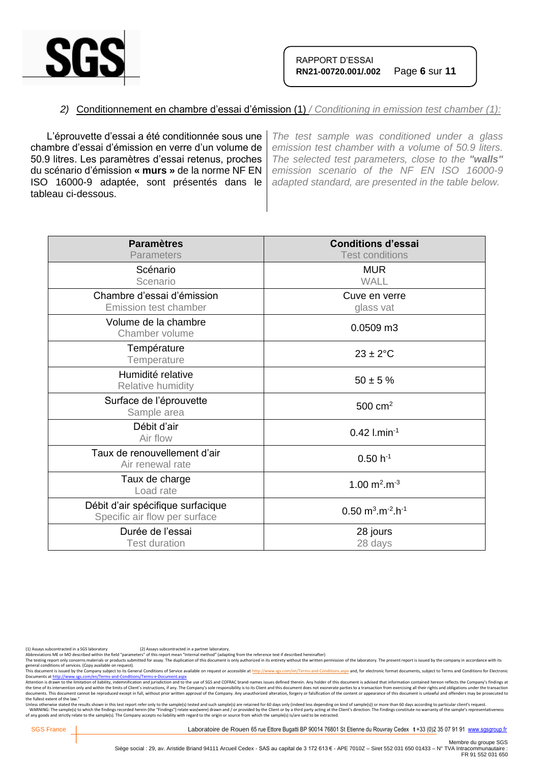*2)* Conditionnement en chambre d'essai d'émission (1) */ Conditioning in emission test chamber (1):*

L'éprouvette d'essai a été conditionnée sous une chambre d'essai d'émission en verre d'un volume de 50.9 litres. Les paramètres d'essai retenus, proches du scénario d'émission **« murs »** de la norme NF EN ISO 16000-9 adaptée, sont présentés dans le tableau ci-dessous.

*The test sample was conditioned under a glass emission test chamber with a volume of 50.9 liters. The selected test parameters, close to the **"walls"** emission scenario of the NF EN ISO 16000-9 adapted standard, are presented in the table below.*

| **Paramètres** Parameters | **Conditions d'essai** Test conditions |
|---|---|
| Scénario Scenario | MUR WALL |
| Chambre d'essai d'émission Emission test chamber | Cuve en verre glass vat |
| Volume de la chambre Chamber volume | 0.0509 m3 |
| Température Temperature | 23 ± 2°C |
| Humidité relative Relative humidity | 50 ± 5 % |
| Surface de l'éprouvette Sample area | 500 $cm^2$ |
| Débit d'air Air flow | 0.42 $l.min^{-1}$ |
| Taux de renouvellement d'air Air renewal rate | 0.50 $h^{-1}$ |
| Taux de charge Load rate | 1.00 $m^2.m^{-3}$ |
| Débit d'air spécifique surfacique Specific air flow per surface | 0.50 $m^3.m^{-2}.h^{-1}$ |
| Durée de l'essai Test duration | 28 jours 28 days |

(1) Assays subcontracted in a SGS laboratory (2) Assays subcontracted in a partner laboratory.
Abbreviations ME or MO described within the field "parameters" of this report mean "Internal method" (adapting from the reference text if described hereinafter)
The testing report only concerns materials or products submitted for assay. The duplication of this document is only authorized in its entirety without the written permission of the laboratory. The present report is issued by the company in accordance with its general conditions of services. (Copy available on request).
This document is issued by the Company subject to its General Conditions of Service available on request or accessible at http://www.sgs.com/en/Terms-and-Conditions.aspx and, for electronic format documents, subject to Terms and Conditions for Electronic Documents at http://www.sgs.com/en/Terms-and-Conditions/Terms-e-Document.aspx
Attention is drawn to the limitation of liability, indemnification and jurisdiction and to the use of SGS and COFRAC brand-names issues defined therein. Any holder of this document is advised that information contained hereon reflects the Company's findings at the time of its intervention only and within the limits of Client's instructions, if any. The Company's sole responsibility is to its Client and this document does not exonerate parties to a transaction from exercising all their rights and obligations under the transaction documents. This document cannot be reproduced except in full, without written approval of the Company. Any unauthorized alteration, forgery or falsification of the content or appearance of this document is unlawful and offenders may be prosecuted to the fullest extent of the law."
Unless otherwise stated the results shown in this test report refer only to the sample(s) tested and such sample(s) are retained for 60 days only (indeed less depending on kind of sample(s)) or more than 60 days according to particular client's request.
WARNING: The sample(s) to which the findings recorded herein (the "Findings") relate was(were) drawn and / or provided by the Client or by a third party acting at the Client's direction. The Findings constitute no warranty of the sample's representativeness of any goods and strictly relate to the sample(s). The Company accepts no liability with regard to the origin or source from which the sample(s) is/are said to be extracted.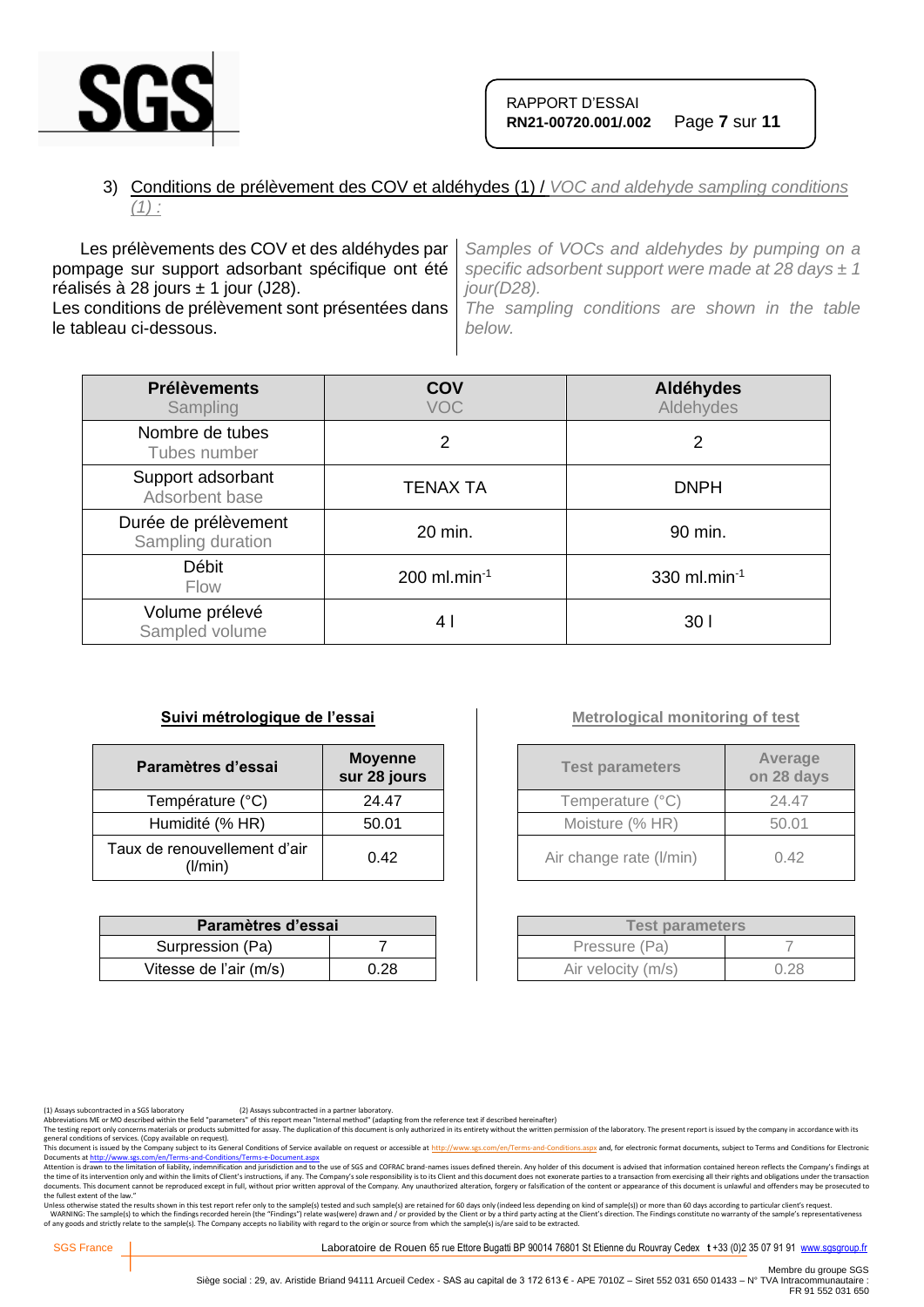## 3) Conditions de prélèvement des COV et aldéhydes (1) / *VOC and aldehyde sampling conditions (1) :*

Les prélèvements des COV et des aldéhydes par pompage sur support adsorbant spécifique ont été réalisés à 28 jours ± 1 jour (J28).
Les conditions de prélèvement sont présentées dans le tableau ci-dessous.

*Samples of VOCs and aldehydes by pumping on a specific adsorbent support were made at 28 days ± 1 jour(D28).*
*The sampling conditions are shown in the table below.*

| **Prélèvements** *Sampling* | **COV** *VOC* | **Aldéhydes** *Aldehydes* |
|---|---|---|
| Nombre de tubes *Tubes number* | 2 | 2 |
| Support adsorbant *Adsorbent base* | TENAX TA | DNPH |
| Durée de prélèvement *Sampling duration* | 20 min. | 90 min. |
| Débit *Flow* | 200 ml.min$^{-1}$ | 330 ml.min$^{-1}$ |
| Volume prélevé *Sampled volume* | 4 l | 30 l |

**Suivi métrologique de l'essai**

| Paramètres d'essai | Moyenne sur 28 jours |
|---|---|
| Température (°C) | 24.47 |
| Humidité (% HR) | 50.01 |
| Taux de renouvellement d'air (l/min) | 0.42 |

| Paramètres d'essai | |
|---|---|
| Surpression (Pa) | 7 |
| Vitesse de l'air (m/s) | 0.28 |

***Metrological monitoring of test***

| *Test parameters* | *Average on 28 days* |
|---|---|
| *Temperature (°C)* | 24.47 |
| *Moisture (% HR)* | 50.01 |
| *Air change rate (l/min)* | 0.42 |

| *Test parameters* | |
|---|---|
| *Pressure (Pa)* | 7 |
| *Air velocity (m/s)* | 0.28 |

(1) Assays subcontracted in a SGS laboratory (2) Assays subcontracted in a partner laboratory.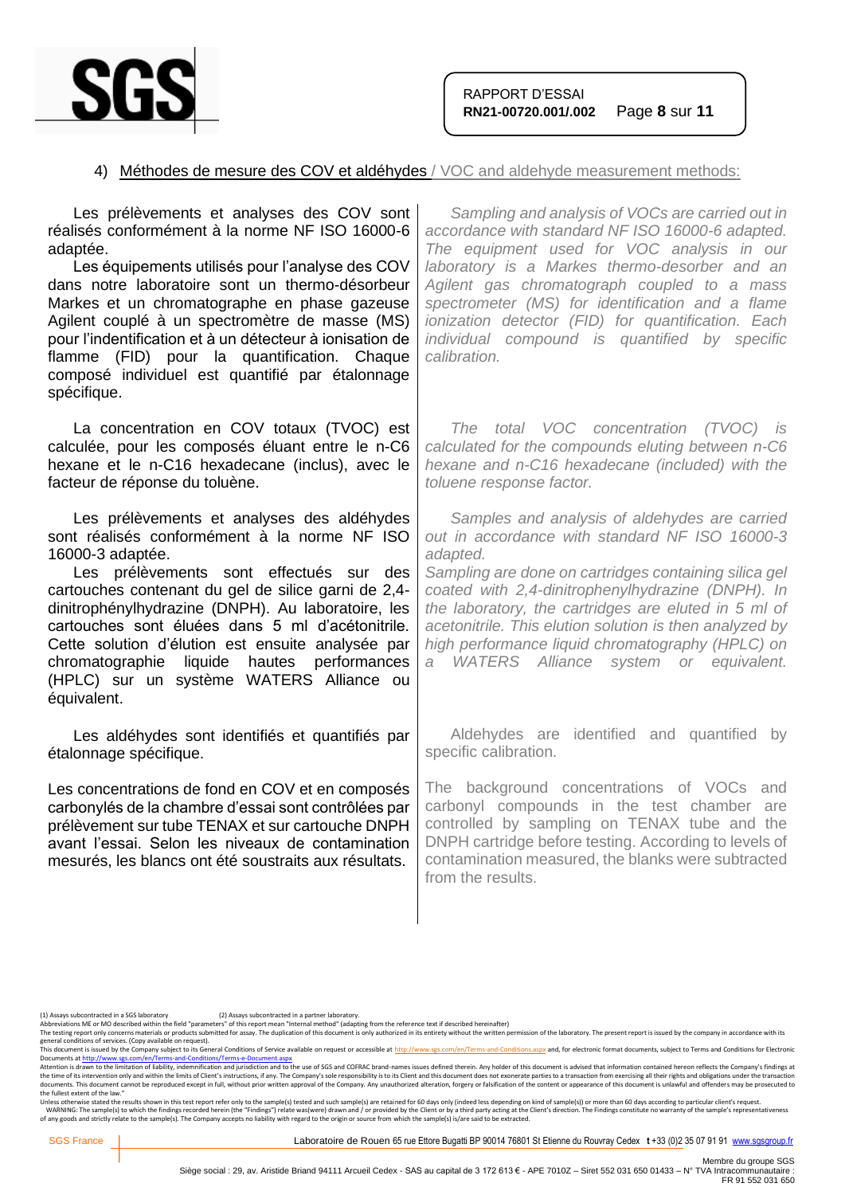## 4) Méthodes de mesure des COV et aldéhydes / VOC and aldehyde measurement methods:

Les prélèvements et analyses des COV sont réalisés conformément à la norme NF ISO 16000-6 adaptée.

Les équipements utilisés pour l'analyse des COV dans notre laboratoire sont un thermo-désorbeur Markes et un chromatographe en phase gazeuse Agilent couplé à un spectromètre de masse (MS) pour l'indentification et à un détecteur à ionisation de flamme (FID) pour la quantification. Chaque composé individuel est quantifié par étalonnage spécifique.

*Sampling and analysis of VOCs are carried out in accordance with standard NF ISO 16000-6 adapted. The equipment used for VOC analysis in our laboratory is a Markes thermo-desorber and an Agilent gas chromatograph coupled to a mass spectrometer (MS) for identification and a flame ionization detector (FID) for quantification. Each individual compound is quantified by specific calibration.*

La concentration en COV totaux (TVOC) est calculée, pour les composés éluant entre le n-C6 hexane et le n-C16 hexadecane (inclus), avec le facteur de réponse du toluène.

*The total VOC concentration (TVOC) is calculated for the compounds eluting between n-C6 hexane and n-C16 hexadecane (included) with the toluene response factor.*

Les prélèvements et analyses des aldéhydes sont réalisés conformément à la norme NF ISO 16000-3 adaptée.

Les prélèvements sont effectués sur des cartouches contenant du gel de silice garni de 2,4-dinitrophénylhydrazine (DNPH). Au laboratoire, les cartouches sont éluées dans 5 ml d'acétonitrile. Cette solution d'élution est ensuite analysée par chromatographie liquide hautes performances (HPLC) sur un système WATERS Alliance ou équivalent.

*Samples and analysis of aldehydes are carried out in accordance with standard NF ISO 16000-3 adapted.*
*Sampling are done on cartridges containing silica gel coated with 2,4-dinitrophenylhydrazine (DNPH). In the laboratory, the cartridges are eluted in 5 ml of acetonitrile. This elution solution is then analyzed by high performance liquid chromatography (HPLC) on a WATERS Alliance system or equivalent.*

Les aldéhydes sont identifiés et quantifiés par étalonnage spécifique.

Aldehydes are identified and quantified by specific calibration.

Les concentrations de fond en COV et en composés carbonylés de la chambre d'essai sont contrôlées par prélèvement sur tube TENAX et sur cartouche DNPH avant l'essai. Selon les niveaux de contamination mesurés, les blancs ont été soustraits aux résultats.

The background concentrations of VOCs and carbonyl compounds in the test chamber are controlled by sampling on TENAX tube and the DNPH cartridge before testing. According to levels of contamination measured, the blanks were subtracted from the results.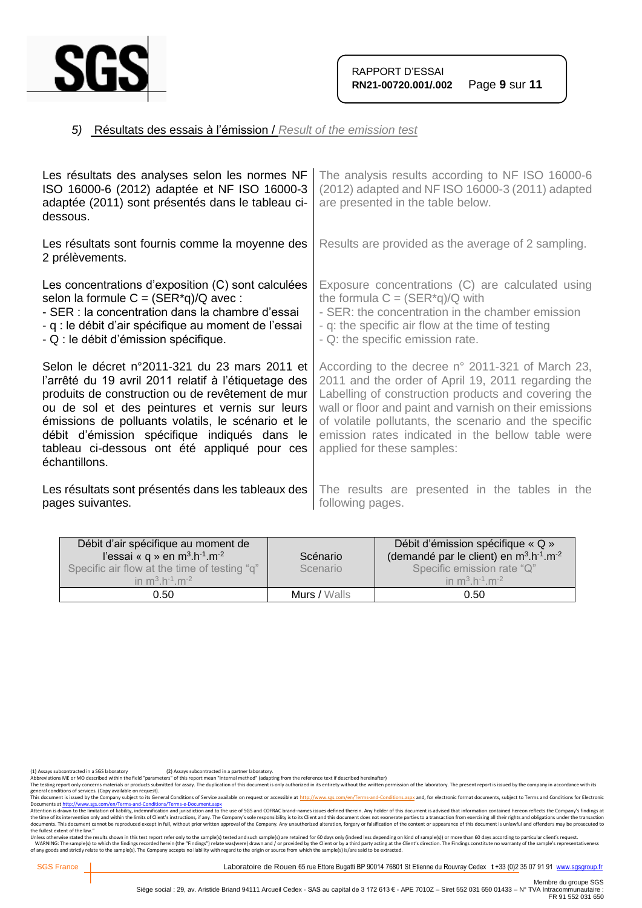## 5) Résultats des essais à l'émission / *Result of the emission test*

Les résultats des analyses selon les normes NF ISO 16000-6 (2012) adaptée et NF ISO 16000-3 adaptée (2011) sont présentés dans le tableau ci-dessous.

The analysis results according to NF ISO 16000-6 (2012) adapted and NF ISO 16000-3 (2011) adapted are presented in the table below.

Les résultats sont fournis comme la moyenne des 2 prélèvements.

Results are provided as the average of 2 sampling.

Les concentrations d'exposition (C) sont calculées selon la formule C = (SER*q)/Q avec :
- SER : la concentration dans la chambre d'essai
- q : le débit d'air spécifique au moment de l'essai
- Q : le débit d'émission spécifique.

Exposure concentrations (C) are calculated using the formula C = (SER*q)/Q with
- SER: the concentration in the chamber emission
- q: the specific air flow at the time of testing
- Q: the specific emission rate.

Selon le décret n°2011-321 du 23 mars 2011 et l'arrêté du 19 avril 2011 relatif à l'étiquetage des produits de construction ou de revêtement de mur ou de sol et des peintures et vernis sur leurs émissions de polluants volatils, le scénario et le débit d'émission spécifique indiqués dans le tableau ci-dessous ont été appliqué pour ces échantillons.

According to the decree n° 2011-321 of March 23, 2011 and the order of April 19, 2011 regarding the Labelling of construction products and covering the wall or floor and paint and varnish on their emissions of volatile pollutants, the scenario and the specific emission rates indicated in the bellow table were applied for these samples:

Les résultats sont présentés dans les tableaux des pages suivantes.

The results are presented in the tables in the following pages.

| Débit d'air spécifique au moment de l'essai « q » en $m^3.h^{-1}.m^{-2}$ Specific air flow at the time of testing "q" in $m^3.h^{-1}.m^{-2}$ | Scénario Scenario | Débit d'émission spécifique « Q » (demandé par le client) en $m^3.h^{-1}.m^{-2}$ Specific emission rate "Q" in $m^3.h^{-1}.m^{-2}$ |
|---|---|---|
| 0.50 | Murs / Walls | 0.50 |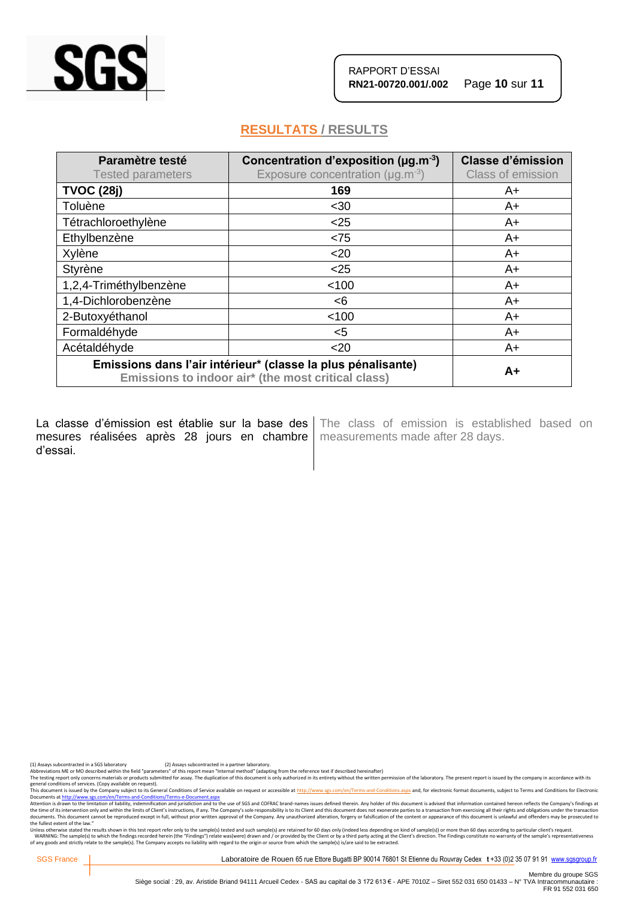## RESULTATS / RESULTS

| Paramètre testé<br>Tested parameters | Concentration d'exposition (µg.m$^{-3}$)<br>Exposure concentration (µg.m$^{-3}$) | Classe d'émission<br>Class of emission |
|---|---|---|
| **TVOC (28j)** | **169** | A+ |
| Toluène | <30 | A+ |
| Tétrachloroethylène | <25 | A+ |
| Ethylbenzène | <75 | A+ |
| Xylène | <20 | A+ |
| Styrène | <25 | A+ |
| 1,2,4-Triméthylbenzène | <100 | A+ |
| 1,4-Dichlorobenzène | <6 | A+ |
| 2-Butoxyéthanol | <100 | A+ |
| Formaldéhyde | <5 | A+ |
| Acétaldéhyde | <20 | A+ |
| **Emissions dans l'air intérieur* (classe la plus pénalisante)**<br>**Emissions to indoor air* (the most critical class)** | | **A+** |

La classe d'émission est établie sur la base des mesures réalisées après 28 jours en chambre d'essai.

The class of emission is established based on measurements made after 28 days.

(1) Assays subcontracted in a SGS laboratory (2) Assays subcontracted in a partner laboratory.
Abbreviations ME or MO described within the field "parameters" of this report mean "Internal method" (adapting from the reference text if described hereinafter)
The testing report only concerns materials or products submitted for assay. The duplication of this document is only authorized in its entirety without the written permission of the laboratory. The present report is issued by the company in accordance with its general conditions of services. (Copy available on request).
This document is issued by the Company subject to its General Conditions of Service available on request or accessible at http://www.sgs.com/en/Terms-and-Conditions.aspx and, for electronic format documents, subject to Terms and Conditions for Electronic Documents at http://www.sgs.com/en/Terms-and-Conditions/Terms-e-Document.aspx
Attention is drawn to the limitation of liability, indemnification and jurisdiction and to the use of SGS and COFRAC brand-names issues defined therein. Any holder of this document is advised that information contained hereon reflects the Company's findings at the time of its intervention only and within the limits of Client's instructions, if any. The Company's sole responsibility is to its Client and this document does not exonerate parties to a transaction from exercising all their rights and obligations under the transaction documents. This document cannot be reproduced except in full, without prior written approval of the Company. Any unauthorized alteration, forgery or falsification of the content or appearance of this document is unlawful and offenders may be prosecuted to the fullest extent of the law."
Unless otherwise stated the results shown in this test report refer only to the sample(s) tested and such sample(s) are retained for 60 days only (indeed less depending on kind of sample(s)) or more than 60 days according to particular client's request.
WARNING: The sample(s) to which the findings recorded herein (the "Findings") relate was(were) drawn and / or provided by the Client or by a third party acting at the Client's direction. The Findings constitute no warranty of the sample's representativeness of any goods and strictly relate to the sample(s). The Company accepts no liability with regard to the origin or source from which the sample(s) is/are said to be extracted.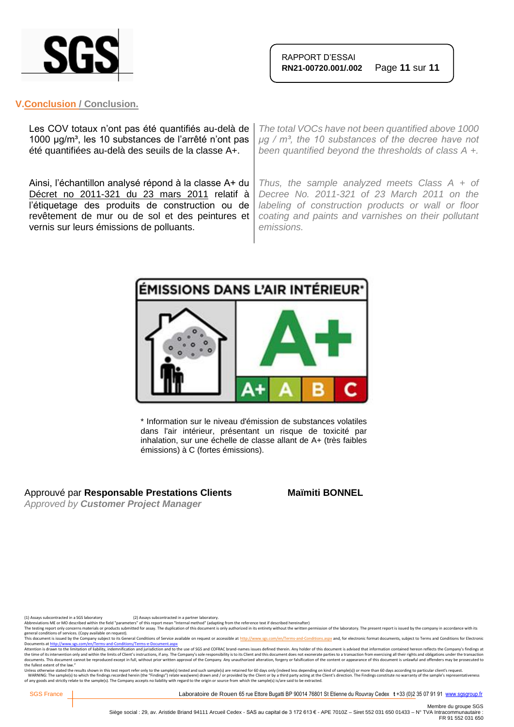## V. Conclusion / Conclusion.

Les COV totaux n'ont pas été quantifiés au-delà de 1000 µg/m³, les 10 substances de l'arrêté n'ont pas été quantifiées au-delà des seuils de la classe A+.

*The total VOCs have not been quantified above 1000 µg / m³, the 10 substances of the decree have not been quantified beyond the thresholds of class A +.*

Ainsi, l'échantillon analysé répond à la classe A+ du Décret no 2011-321 du 23 mars 2011 relatif à l'étiquetage des produits de construction ou de revêtement de mur ou de sol et des peintures et vernis sur leurs émissions de polluants.

*Thus, the sample analyzed meets Class A + of Decree No. 2011-321 of 23 March 2011 on the labeling of construction products or wall or floor coating and paints and varnishes on their pollutant emissions.*

ÉMISSIONS DANS L'AIR INTÉRIEUR*

A+

A+ A B C

\* Information sur le niveau d'émission de substances volatiles dans l'air intérieur, présentant un risque de toxicité par inhalation, sur une échelle de classe allant de A+ (très faibles émissions) à C (fortes émissions).

Approuvé par **Responsable Prestations Clients** **Maïmiti BONNEL**

*Approved by* ***Customer Project Manager***

(1) Assays subcontracted in a SGS laboratory (2) Assays subcontracted in a partner laboratory.
Abbreviations ME or MO described within the field "parameters" of this report mean "Internal method" (adapting from the reference text if described hereinafter)
The testing report only concerns materials or products submitted for assay. The duplication of this document is only authorized in its entirety without the written permission of the laboratory. The present report is issued by the company in accordance with its general conditions of services. (Copy available on request).
This document is issued by the Company subject to its General Conditions of Service available on request or accessible at http://www.sgs.com/en/Terms-and-Conditions.aspx and, for electronic format documents, subject to Terms and Conditions for Electronic Documents at http://www.sgs.com/en/Terms-and-Conditions/Terms-e-Document.aspx
Attention is drawn to the limitation of liability, indemnification and jurisdiction and to the use of SGS and COFRAC brand-names issues defined therein. Any holder of this document is advised that information contained hereon reflects the Company's findings at the time of its intervention only and within the limits of Client's instructions, if any. The Company's sole responsibility is to its Client and this document does not exonerate parties to a transaction from exercising all their rights and obligations under the transaction documents. This document cannot be reproduced except in full, without prior written approval of the Company. Any unauthorized alteration, forgery or falsification of the content or appearance of this document is unlawful and offenders may be prosecuted to the fullest extent of the law."
Unless otherwise stated the results shown in this test report refer only to the sample(s) tested and such sample(s) are retained for 60 days only (indeed less depending on kind of sample(s)) or more than 60 days according to particular client's request.
WARNING: The sample(s) to which the findings recorded herein (the "Findings") relate was(were) drawn and / or provided by the Client or by a third party acting at the Client's direction. The Findings constitute no warranty of the sample's representativeness of any goods and strictly relate to the sample(s). The Company accepts no liability with regard to the origin or source from which the sample(s) is/are said to be extracted.

SGS France | Laboratoire de Rouen 65 rue Ettore Bugatti BP 90014 76801 St Etienne du Rouvray Cedex t +33 (0)2 35 07 91 91 www.sgsgroup.fr

Membre du groupe SGS
Siège social : 29, av. Aristide Briand 94111 Arcueil Cedex - SAS au capital de 3 172 613 € - APE 7010Z – Siret 552 031 650 01433 – N° TVA Intracommunautaire : FR 91 552 031 650